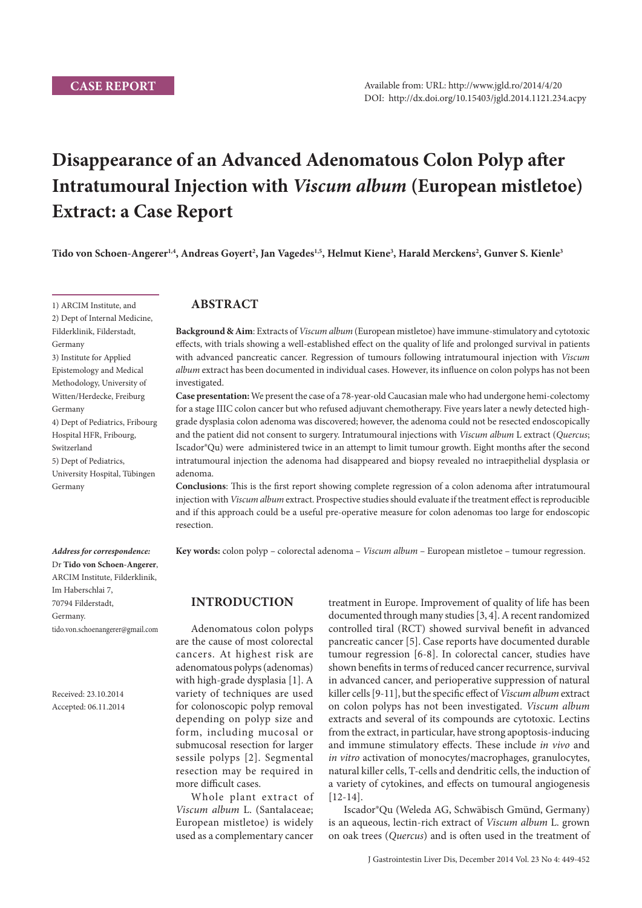CASE REPORT

Available from: URL: http://www.jgld.ro/2014/4/20
DOI: http://dx.doi.org/10.15403/jgld.2014.1121.234.acpy

# Disappearance of an Advanced Adenomatous Colon Polyp after Intratumoural Injection with *Viscum album* (European mistletoe) Extract: a Case Report

**Tido von Schoen-Angerer[1,4], Andreas Goyert[2], Jan Vagedes[1,5], Helmut Kiene[3], Harald Merckens[2], Gunver S. Kienle[3]**

1) ARCIM Institute, and
2) Dept of Internal Medicine, Filderklinik, Filderstadt, Germany
3) Institute for Applied Epistemology and Medical Methodology, University of Witten/Herdecke, Freiburg Germany
4) Dept of Pediatrics, Fribourg Hospital HFR, Fribourg, Switzerland
5) Dept of Pediatrics, University Hospital, Tübingen Germany

***Address for correspondence:***
Dr **Tido von Schoen-Angerer**, ARCIM Institute, Filderklinik, Im Haberschlai 7, 70794 Filderstadt, Germany.
tido.von.schoenangerer@gmail.com

Received: 23.10.2014
Accepted: 06.11.2014

## ABSTRACT

**Background & Aim**: Extracts of *Viscum album* (European mistletoe) have immune-stimulatory and cytotoxic effects, with trials showing a well-established effect on the quality of life and prolonged survival in patients with advanced pancreatic cancer. Regression of tumours following intratumoural injection with *Viscum album* extract has been documented in individual cases. However, its influence on colon polyps has not been investigated.

**Case presentation:** We present the case of a 78-year-old Caucasian male who had undergone hemi-colectomy for a stage IIIC colon cancer but who refused adjuvant chemotherapy. Five years later a newly detected high-grade dysplasia colon adenoma was discovered; however, the adenoma could not be resected endoscopically and the patient did not consent to surgery. Intratumoural injections with *Viscum album* L extract (*Quercus*; Iscador®Qu) were administered twice in an attempt to limit tumour growth. Eight months after the second intratumoural injection the adenoma had disappeared and biopsy revealed no intraepithelial dysplasia or adenoma.

**Conclusions**: This is the first report showing complete regression of a colon adenoma after intratumoural injection with *Viscum album* extract. Prospective studies should evaluate if the treatment effect is reproducible and if this approach could be a useful pre-operative measure for colon adenomas too large for endoscopic resection.

**Key words:** colon polyp – colorectal adenoma – *Viscum album* – European mistletoe – tumour regression.

## INTRODUCTION

Adenomatous colon polyps are the cause of most colorectal cancers. At highest risk are adenomatous polyps (adenomas) with high-grade dysplasia [1]. A variety of techniques are used for colonoscopic polyp removal depending on polyp size and form, including mucosal or submucosal resection for larger sessile polyps [2]. Segmental resection may be required in more difficult cases.

Whole plant extract of *Viscum album* L. (Santalaceae; European mistletoe) is widely used as a complementary cancer treatment in Europe. Improvement of quality of life has been documented through many studies [3, 4]. A recent randomized controlled tiral (RCT) showed survival benefit in advanced pancreatic cancer [5]. Case reports have documented durable tumour regression [6-8]. In colorectal cancer, studies have shown benefits in terms of reduced cancer recurrence, survival in advanced cancer, and perioperative suppression of natural killer cells [9-11], but the specific effect of *Viscum album* extract on colon polyps has not been investigated. *Viscum album* extracts and several of its compounds are cytotoxic. Lectins from the extract, in particular, have strong apoptosis-inducing and immune stimulatory effects. These include *in vivo* and *in vitro* activation of monocytes/macrophages, granulocytes, natural killer cells, T-cells and dendritic cells, the induction of a variety of cytokines, and effects on tumoural angiogenesis [12-14].

Iscador®Qu (Weleda AG, Schwäbisch Gmünd, Germany) is an aqueous, lectin-rich extract of *Viscum album* L. grown on oak trees (*Quercus*) and is often used in the treatment of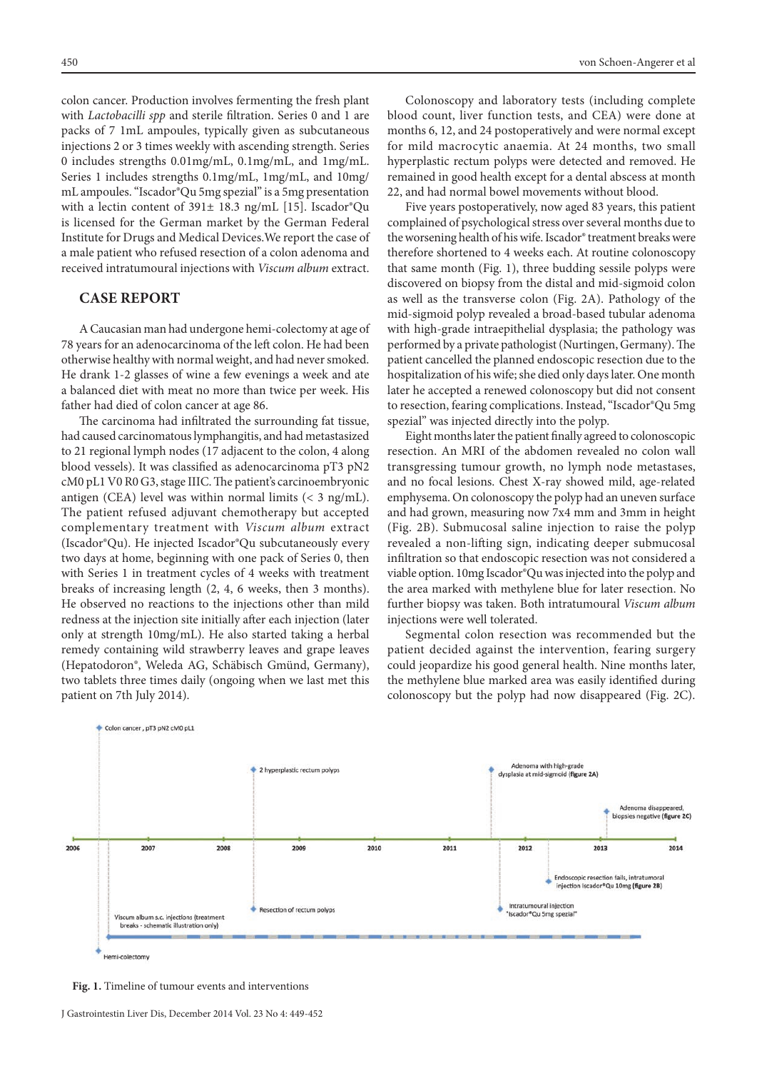colon cancer. Production involves fermenting the fresh plant with *Lactobacilli spp* and sterile filtration. Series 0 and 1 are packs of 7 1mL ampoules, typically given as subcutaneous injections 2 or 3 times weekly with ascending strength. Series 0 includes strengths 0.01mg/mL, 0.1mg/mL, and 1mg/mL. Series 1 includes strengths 0.1mg/mL, 1mg/mL, and 10mg/mL ampoules. "Iscador®Qu 5mg spezial" is a 5mg presentation with a lectin content of 391± 18.3 ng/mL [15]. Iscador®Qu is licensed for the German market by the German Federal Institute for Drugs and Medical Devices. We report the case of a male patient who refused resection of a colon adenoma and received intratumoural injections with *Viscum album* extract.

## CASE REPORT

A Caucasian man had undergone hemi-colectomy at age of 78 years for an adenocarcinoma of the left colon. He had been otherwise healthy with normal weight, and had never smoked. He drank 1-2 glasses of wine a few evenings a week and ate a balanced diet with meat no more than twice per week. His father had died of colon cancer at age 86.

The carcinoma had infiltrated the surrounding fat tissue, had caused carcinomatous lymphangitis, and had metastasized to 21 regional lymph nodes (17 adjacent to the colon, 4 along blood vessels). It was classified as adenocarcinoma pT3 pN2 cM0 pL1 V0 R0 G3, stage IIIC. The patient's carcinoembryonic antigen (CEA) level was within normal limits (< 3 ng/mL). The patient refused adjuvant chemotherapy but accepted complementary treatment with *Viscum album* extract (Iscador®Qu). He injected Iscador®Qu subcutaneously every two days at home, beginning with one pack of Series 0, then with Series 1 in treatment cycles of 4 weeks with treatment breaks of increasing length (2, 4, 6 weeks, then 3 months). He observed no reactions to the injections other than mild redness at the injection site initially after each injection (later only at strength 10mg/mL). He also started taking a herbal remedy containing wild strawberry leaves and grape leaves (Hepatodoron®, Weleda AG, Schäbisch Gmünd, Germany), two tablets three times daily (ongoing when we last met this patient on 7th July 2014).

Colonoscopy and laboratory tests (including complete blood count, liver function tests, and CEA) were done at months 6, 12, and 24 postoperatively and were normal except for mild macrocytic anaemia. At 24 months, two small hyperplastic rectum polyps were detected and removed. He remained in good health except for a dental abscess at month 22, and had normal bowel movements without blood.

Five years postoperatively, now aged 83 years, this patient complained of psychological stress over several months due to the worsening health of his wife. Iscador® treatment breaks were therefore shortened to 4 weeks each. At routine colonoscopy that same month (Fig. 1), three budding sessile polyps were discovered on biopsy from the distal and mid-sigmoid colon as well as the transverse colon (Fig. 2A). Pathology of the mid-sigmoid polyp revealed a broad-based tubular adenoma with high-grade intraepithelial dysplasia; the pathology was performed by a private pathologist (Nurtingen, Germany). The patient cancelled the planned endoscopic resection due to the hospitalization of his wife; she died only days later. One month later he accepted a renewed colonoscopy but did not consent to resection, fearing complications. Instead, "Iscador®Qu 5mg spezial" was injected directly into the polyp.

Eight months later the patient finally agreed to colonoscopic resection. An MRI of the abdomen revealed no colon wall transgressing tumour growth, no lymph node metastases, and no focal lesions. Chest X-ray showed mild, age-related emphysema. On colonoscopy the polyp had an uneven surface and had grown, measuring now 7x4 mm and 3mm in height (Fig. 2B). Submucosal saline injection to raise the polyp revealed a non-lifting sign, indicating deeper submucosal infiltration so that endoscopic resection was not considered a viable option. 10mg Iscador®Qu was injected into the polyp and the area marked with methylene blue for later resection. No further biopsy was taken. Both intratumoural *Viscum album* injections were well tolerated.

Segmental colon resection was recommended but the patient decided against the intervention, fearing surgery could jeopardize his good general health. Nine months later, the methylene blue marked area was easily identified during colonoscopy but the polyp had now disappeared (Fig. 2C).

**Fig. 1.** Timeline of tumour events and interventions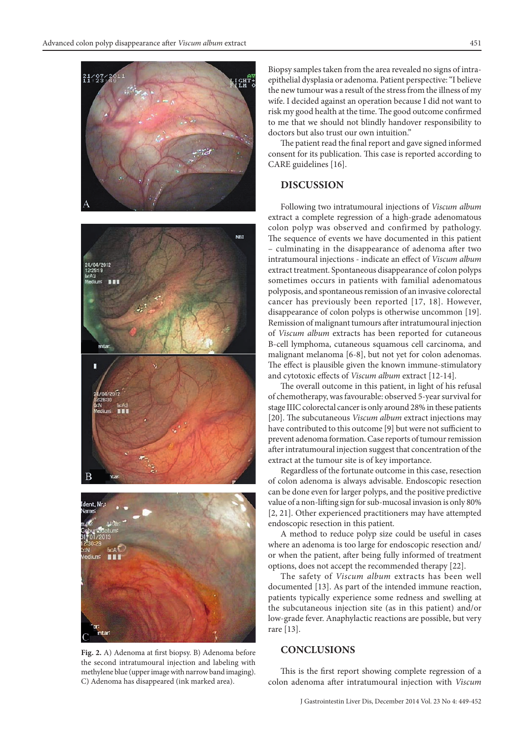Fig. 2. A) Adenoma at first biopsy. B) Adenoma before the second intratumoural injection and labeling with methylene blue (upper image with narrow band imaging). C) Adenoma has disappeared (ink marked area).

Biopsy samples taken from the area revealed no signs of intraepithelial dysplasia or adenoma. Patient perspective: "I believe the new tumour was a result of the stress from the illness of my wife. I decided against an operation because I did not want to risk my good health at the time. The good outcome confirmed to me that we should not blindly handover responsibility to doctors but also trust our own intuition."

The patient read the final report and gave signed informed consent for its publication. This case is reported according to CARE guidelines [16].

## DISCUSSION

Following two intratumoural injections of *Viscum album* extract a complete regression of a high-grade adenomatous colon polyp was observed and confirmed by pathology. The sequence of events we have documented in this patient – culminating in the disappearance of adenoma after two intratumoural injections - indicate an effect of *Viscum album* extract treatment. Spontaneous disappearance of colon polyps sometimes occurs in patients with familial adenomatous polyposis, and spontaneous remission of an invasive colorectal cancer has previously been reported [17, 18]. However, disappearance of colon polyps is otherwise uncommon [19]. Remission of malignant tumours after intratumoural injection of *Viscum album* extracts has been reported for cutaneous B-cell lymphoma, cutaneous squamous cell carcinoma, and malignant melanoma [6-8], but not yet for colon adenomas. The effect is plausible given the known immune-stimulatory and cytotoxic effects of *Viscum album* extract [12-14].

The overall outcome in this patient, in light of his refusal of chemotherapy, was favourable: observed 5-year survival for stage IIIC colorectal cancer is only around 28% in these patients [20]. The subcutaneous *Viscum album* extract injections may have contributed to this outcome [9] but were not sufficient to prevent adenoma formation. Case reports of tumour remission after intratumoural injection suggest that concentration of the extract at the tumour site is of key importance.

Regardless of the fortunate outcome in this case, resection of colon adenoma is always advisable. Endoscopic resection can be done even for larger polyps, and the positive predictive value of a non-lifting sign for sub-mucosal invasion is only 80% [2, 21]. Other experienced practitioners may have attempted endoscopic resection in this patient.

A method to reduce polyp size could be useful in cases where an adenoma is too large for endoscopic resection and/or when the patient, after being fully informed of treatment options, does not accept the recommended therapy [22].

The safety of *Viscum album* extracts has been well documented [13]. As part of the intended immune reaction, patients typically experience some redness and swelling at the subcutaneous injection site (as in this patient) and/or low-grade fever. Anaphylactic reactions are possible, but very rare [13].

## CONCLUSIONS

This is the first report showing complete regression of a colon adenoma after intratumoural injection with *Viscum*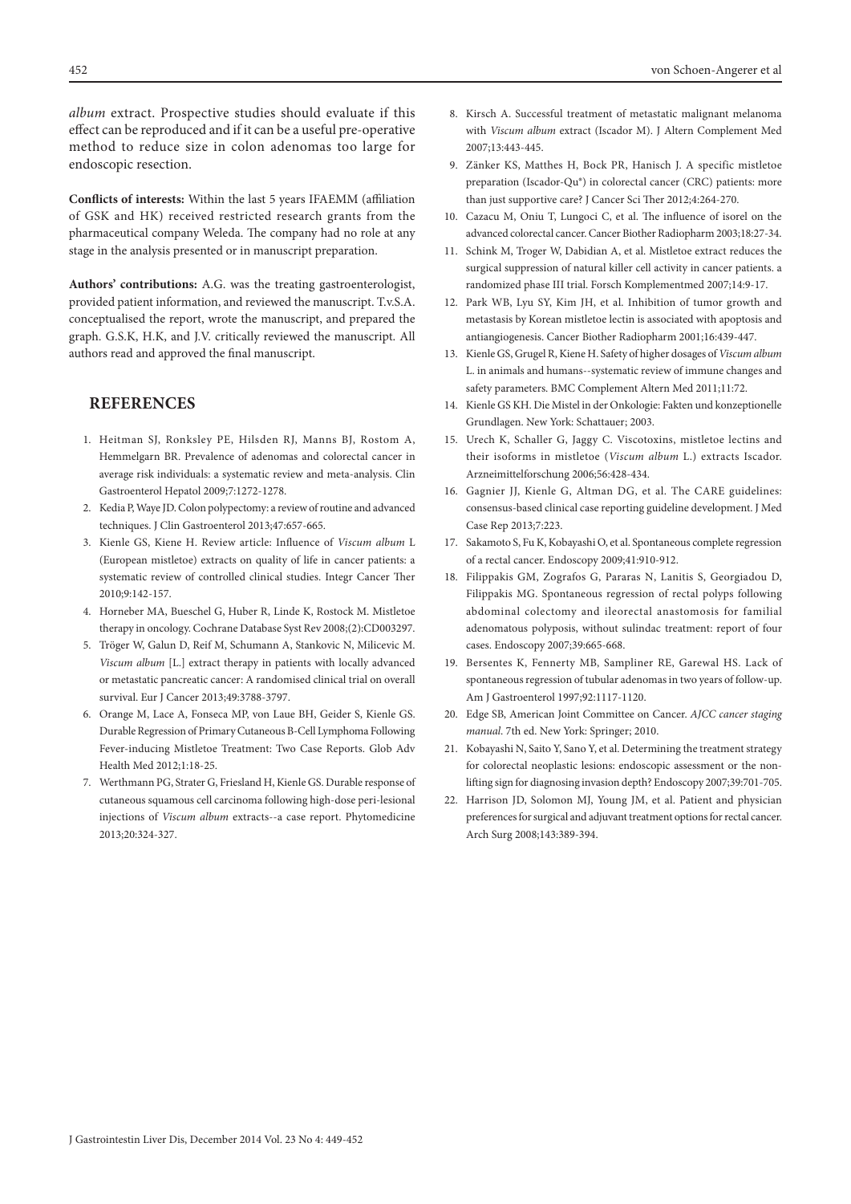*album* extract. Prospective studies should evaluate if this effect can be reproduced and if it can be a useful pre-operative method to reduce size in colon adenomas too large for endoscopic resection.

**Conflicts of interests:** Within the last 5 years IFAEMM (affiliation of GSK and HK) received restricted research grants from the pharmaceutical company Weleda. The company had no role at any stage in the analysis presented or in manuscript preparation.

**Authors' contributions:** A.G. was the treating gastroenterologist, provided patient information, and reviewed the manuscript. T.v.S.A. conceptualised the report, wrote the manuscript, and prepared the graph. G.S.K, H.K, and J.V. critically reviewed the manuscript. All authors read and approved the final manuscript.

## REFERENCES

1. Heitman SJ, Ronksley PE, Hilsden RJ, Manns BJ, Rostom A, Hemmelgarn BR. Prevalence of adenomas and colorectal cancer in average risk individuals: a systematic review and meta-analysis. Clin Gastroenterol Hepatol 2009;7:1272-1278.
2. Kedia P, Waye JD. Colon polypectomy: a review of routine and advanced techniques. J Clin Gastroenterol 2013;47:657-665.
3. Kienle GS, Kiene H. Review article: Influence of *Viscum album* L (European mistletoe) extracts on quality of life in cancer patients: a systematic review of controlled clinical studies. Integr Cancer Ther 2010;9:142-157.
4. Horneber MA, Bueschel G, Huber R, Linde K, Rostock M. Mistletoe therapy in oncology. Cochrane Database Syst Rev 2008;(2):CD003297.
5. Tröger W, Galun D, Reif M, Schumann A, Stankovic N, Milicevic M. *Viscum album* [L.] extract therapy in patients with locally advanced or metastatic pancreatic cancer: A randomised clinical trial on overall survival. Eur J Cancer 2013;49:3788-3797.
6. Orange M, Lace A, Fonseca MP, von Laue BH, Geider S, Kienle GS. Durable Regression of Primary Cutaneous B-Cell Lymphoma Following Fever-inducing Mistletoe Treatment: Two Case Reports. Glob Adv Health Med 2012;1:18-25.
7. Werthmann PG, Strater G, Friesland H, Kienle GS. Durable response of cutaneous squamous cell carcinoma following high-dose peri-lesional injections of *Viscum album* extracts--a case report. Phytomedicine 2013;20:324-327.
8. Kirsch A. Successful treatment of metastatic malignant melanoma with *Viscum album* extract (Iscador M). J Altern Complement Med 2007;13:443-445.
9. Zänker KS, Matthes H, Bock PR, Hanisch J. A specific mistletoe preparation (Iscador-Qu®) in colorectal cancer (CRC) patients: more than just supportive care? J Cancer Sci Ther 2012;4:264-270.
10. Cazacu M, Oniu T, Lungoci C, et al. The influence of isorel on the advanced colorectal cancer. Cancer Biother Radiopharm 2003;18:27-34.
11. Schink M, Troger W, Dabidian A, et al. Mistletoe extract reduces the surgical suppression of natural killer cell activity in cancer patients. a randomized phase III trial. Forsch Komplementmed 2007;14:9-17.
12. Park WB, Lyu SY, Kim JH, et al. Inhibition of tumor growth and metastasis by Korean mistletoe lectin is associated with apoptosis and antiangiogenesis. Cancer Biother Radiopharm 2001;16:439-447.
13. Kienle GS, Grugel R, Kiene H. Safety of higher dosages of *Viscum album* L. in animals and humans--systematic review of immune changes and safety parameters. BMC Complement Altern Med 2011;11:72.
14. Kienle GS KH. Die Mistel in der Onkologie: Fakten und konzeptionelle Grundlagen. New York: Schattauer; 2003.
15. Urech K, Schaller G, Jaggy C. Viscotoxins, mistletoe lectins and their isoforms in mistletoe (*Viscum album* L.) extracts Iscador. Arzneimittelforschung 2006;56:428-434.
16. Gagnier JJ, Kienle G, Altman DG, et al. The CARE guidelines: consensus-based clinical case reporting guideline development. J Med Case Rep 2013;7:223.
17. Sakamoto S, Fu K, Kobayashi O, et al. Spontaneous complete regression of a rectal cancer. Endoscopy 2009;41:910-912.
18. Filippakis GM, Zografos G, Pararas N, Lanitis S, Georgiadou D, Filippakis MG. Spontaneous regression of rectal polyps following abdominal colectomy and ileorectal anastomosis for familial adenomatous polyposis, without sulindac treatment: report of four cases. Endoscopy 2007;39:665-668.
19. Bersentes K, Fennerty MB, Sampliner RE, Garewal HS. Lack of spontaneous regression of tubular adenomas in two years of follow-up. Am J Gastroenterol 1997;92:1117-1120.
20. Edge SB, American Joint Committee on Cancer. *AJCC cancer staging manual*. 7th ed. New York: Springer; 2010.
21. Kobayashi N, Saito Y, Sano Y, et al. Determining the treatment strategy for colorectal neoplastic lesions: endoscopic assessment or the non-lifting sign for diagnosing invasion depth? Endoscopy 2007;39:701-705.
22. Harrison JD, Solomon MJ, Young JM, et al. Patient and physician preferences for surgical and adjuvant treatment options for rectal cancer. Arch Surg 2008;143:389-394.